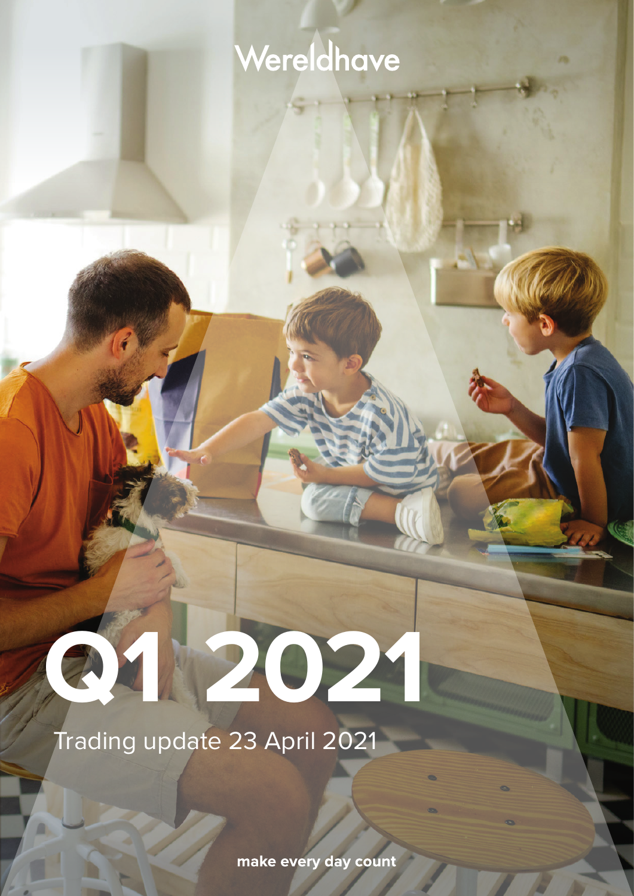Wereldhave

# Q1 2021

Trading update 23 April 2021

**make every day count**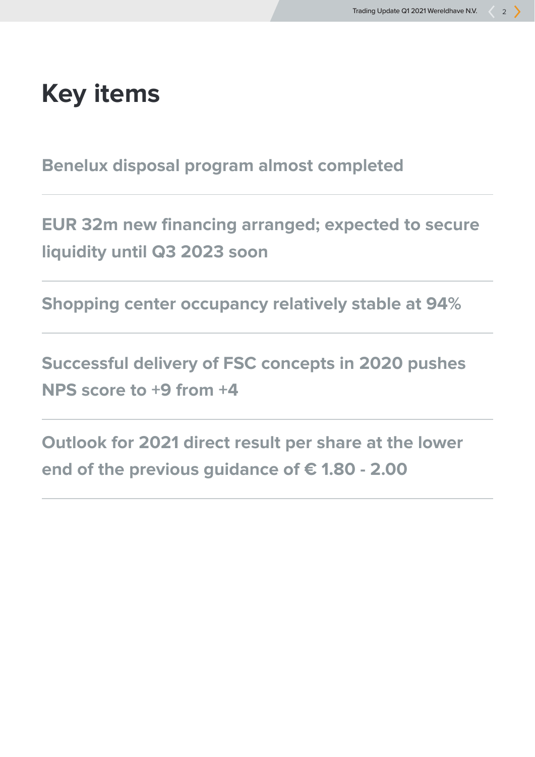# Key items

**Benelux disposal program almost completed**

---

**EUR 32m new financing arranged; expected to secure liquidity until Q3 2023 soon**

---

**Shopping center occupancy relatively stable at 94%**

---

**Successful delivery of FSC concepts in 2020 pushes NPS score to +9 from +4**

---

**Outlook for 2021 direct result per share at the lower end of the previous guidance of € 1.80 - 2.00**

---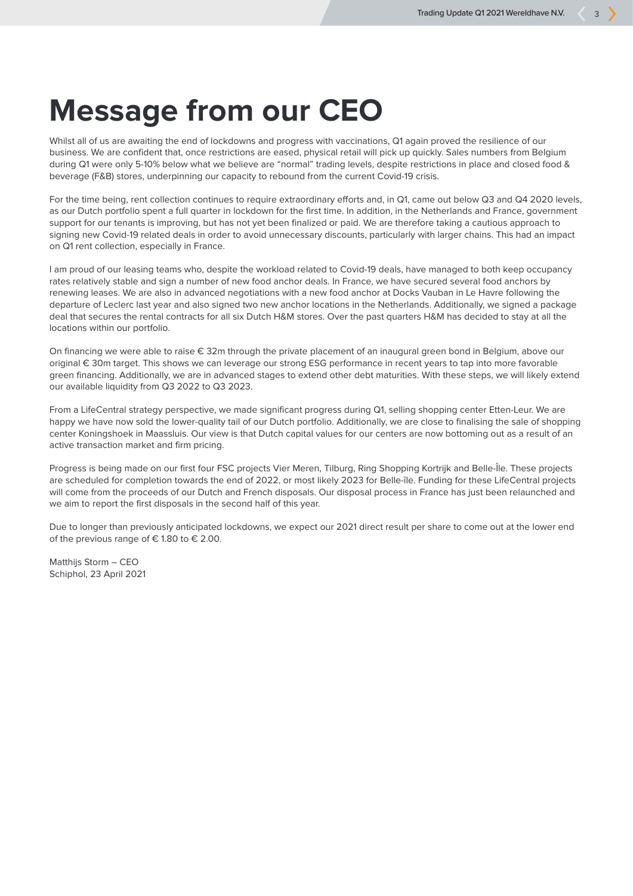# Message from our CEO

Whilst all of us are awaiting the end of lockdowns and progress with vaccinations, Q1 again proved the resilience of our business. We are confident that, once restrictions are eased, physical retail will pick up quickly. Sales numbers from Belgium during Q1 were only 5-10% below what we believe are "normal" trading levels, despite restrictions in place and closed food & beverage (F&B) stores, underpinning our capacity to rebound from the current Covid-19 crisis.

For the time being, rent collection continues to require extraordinary efforts and, in Q1, came out below Q3 and Q4 2020 levels, as our Dutch portfolio spent a full quarter in lockdown for the first time. In addition, in the Netherlands and France, government support for our tenants is improving, but has not yet been finalized or paid. We are therefore taking a cautious approach to signing new Covid-19 related deals in order to avoid unnecessary discounts, particularly with larger chains. This had an impact on Q1 rent collection, especially in France.

I am proud of our leasing teams who, despite the workload related to Covid-19 deals, have managed to both keep occupancy rates relatively stable and sign a number of new food anchor deals. In France, we have secured several food anchors by renewing leases. We are also in advanced negotiations with a new food anchor at Docks Vauban in Le Havre following the departure of Leclerc last year and also signed two new anchor locations in the Netherlands. Additionally, we signed a package deal that secures the rental contracts for all six Dutch H&M stores. Over the past quarters H&M has decided to stay at all the locations within our portfolio.

On financing we were able to raise € 32m through the private placement of an inaugural green bond in Belgium, above our original € 30m target. This shows we can leverage our strong ESG performance in recent years to tap into more favorable green financing. Additionally, we are in advanced stages to extend other debt maturities. With these steps, we will likely extend our available liquidity from Q3 2022 to Q3 2023.

From a LifeCentral strategy perspective, we made significant progress during Q1, selling shopping center Etten-Leur. We are happy we have now sold the lower-quality tail of our Dutch portfolio. Additionally, we are close to finalising the sale of shopping center Koningshoek in Maassluis. Our view is that Dutch capital values for our centers are now bottoming out as a result of an active transaction market and firm pricing.

Progress is being made on our first four FSC projects Vier Meren, Tilburg, Ring Shopping Kortrijk and Belle-Île. These projects are scheduled for completion towards the end of 2022, or most likely 2023 for Belle-île. Funding for these LifeCentral projects will come from the proceeds of our Dutch and French disposals. Our disposal process in France has just been relaunched and we aim to report the first disposals in the second half of this year.

Due to longer than previously anticipated lockdowns, we expect our 2021 direct result per share to come out at the lower end of the previous range of € 1.80 to € 2.00.

Matthijs Storm – CEO
Schiphol, 23 April 2021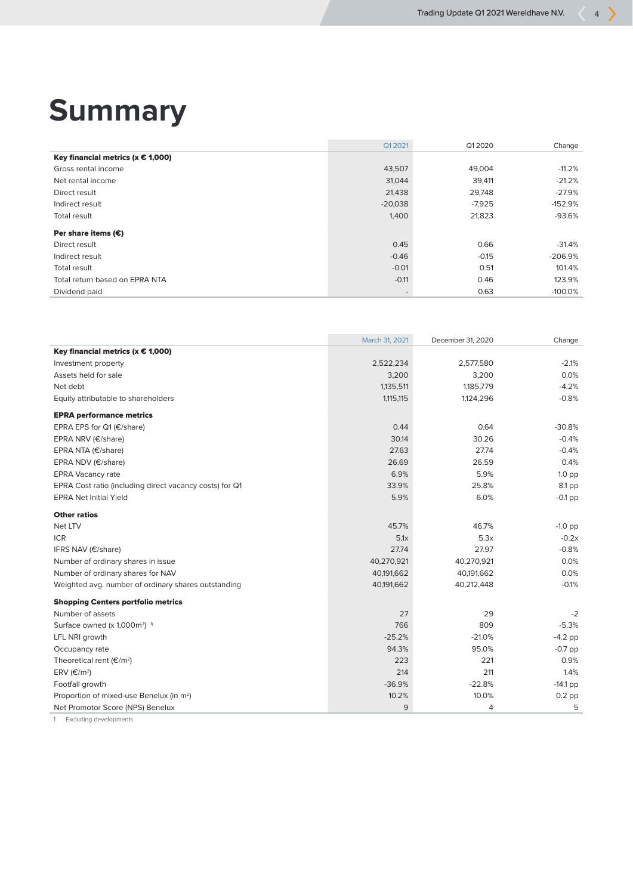# Summary

| | Q1 2021 | Q1 2020 | Change |
|---|---|---|---|
| **Key financial metrics (x € 1,000)** | | | |
| Gross rental income | 43,507 | 49,004 | -11.2% |
| Net rental income | 31,044 | 39,411 | -21.2% |
| Direct result | 21,438 | 29,748 | -27.9% |
| Indirect result | -20,038 | -7,925 | -152.9% |
| Total result | 1,400 | 21,823 | -93.6% |
| **Per share items (€)** | | | |
| Direct result | 0.45 | 0.66 | -31.4% |
| Indirect result | -0.46 | -0.15 | -206.9% |
| Total result | -0.01 | 0.51 | 101.4% |
| Total return based on EPRA NTA | -0.11 | 0.46 | 123.9% |
| Dividend paid | - | 0.63 | -100.0% |

| | March 31, 2021 | December 31, 2020 | Change |
|---|---|---|---|
| **Key financial metrics (x € 1,000)** | | | |
| Investment property | 2,522,234 | 2,577,580 | -2.1% |
| Assets held for sale | 3,200 | 3,200 | 0.0% |
| Net debt | 1,135,511 | 1,185,779 | -4.2% |
| Equity attributable to shareholders | 1,115,115 | 1,124,296 | -0.8% |
| **EPRA performance metrics** | | | |
| EPRA EPS for Q1 (€/share) | 0.44 | 0.64 | -30.8% |
| EPRA NRV (€/share) | 30.14 | 30.26 | -0.4% |
| EPRA NTA (€/share) | 27.63 | 27.74 | -0.4% |
| EPRA NDV (€/share) | 26.69 | 26.59 | 0.4% |
| EPRA Vacancy rate | 6.9% | 5.9% | 1.0 pp |
| EPRA Cost ratio (including direct vacancy costs) for Q1 | 33.9% | 25.8% | 8.1 pp |
| EPRA Net Initial Yield | 5.9% | 6.0% | -0.1 pp |
| **Other ratios** | | | |
| Net LTV | 45.7% | 46.7% | -1.0 pp |
| ICR | 5.1x | 5.3x | -0.2x |
| IFRS NAV (€/share) | 27.74 | 27.97 | -0.8% |
| Number of ordinary shares in issue | 40,270,921 | 40,270,921 | 0.0% |
| Number of ordinary shares for NAV | 40,191,662 | 40,191,662 | 0.0% |
| Weighted avg. number of ordinary shares outstanding | 40,191,662 | 40,212,448 | -0.1% |
| **Shopping Centers portfolio metrics** | | | |
| Number of assets | 27 | 29 | -2 |
| Surface owned (x 1,000m²) [1] | 766 | 809 | -5.3% |
| LFL NRI growth | -25.2% | -21.0% | -4.2 pp |
| Occupancy rate | 94.3% | 95.0% | -0.7 pp |
| Theoretical rent (€/m²) | 223 | 221 | 0.9% |
| ERV (€/m²) | 214 | 211 | 1.4% |
| Footfall growth | -36.9% | -22.8% | -14.1 pp |
| Proportion of mixed-use Benelux (in m²) | 10.2% | 10.0% | 0.2 pp |
| Net Promotor Score (NPS) Benelux | 9 | 4 | 5 |

1 Excluding developments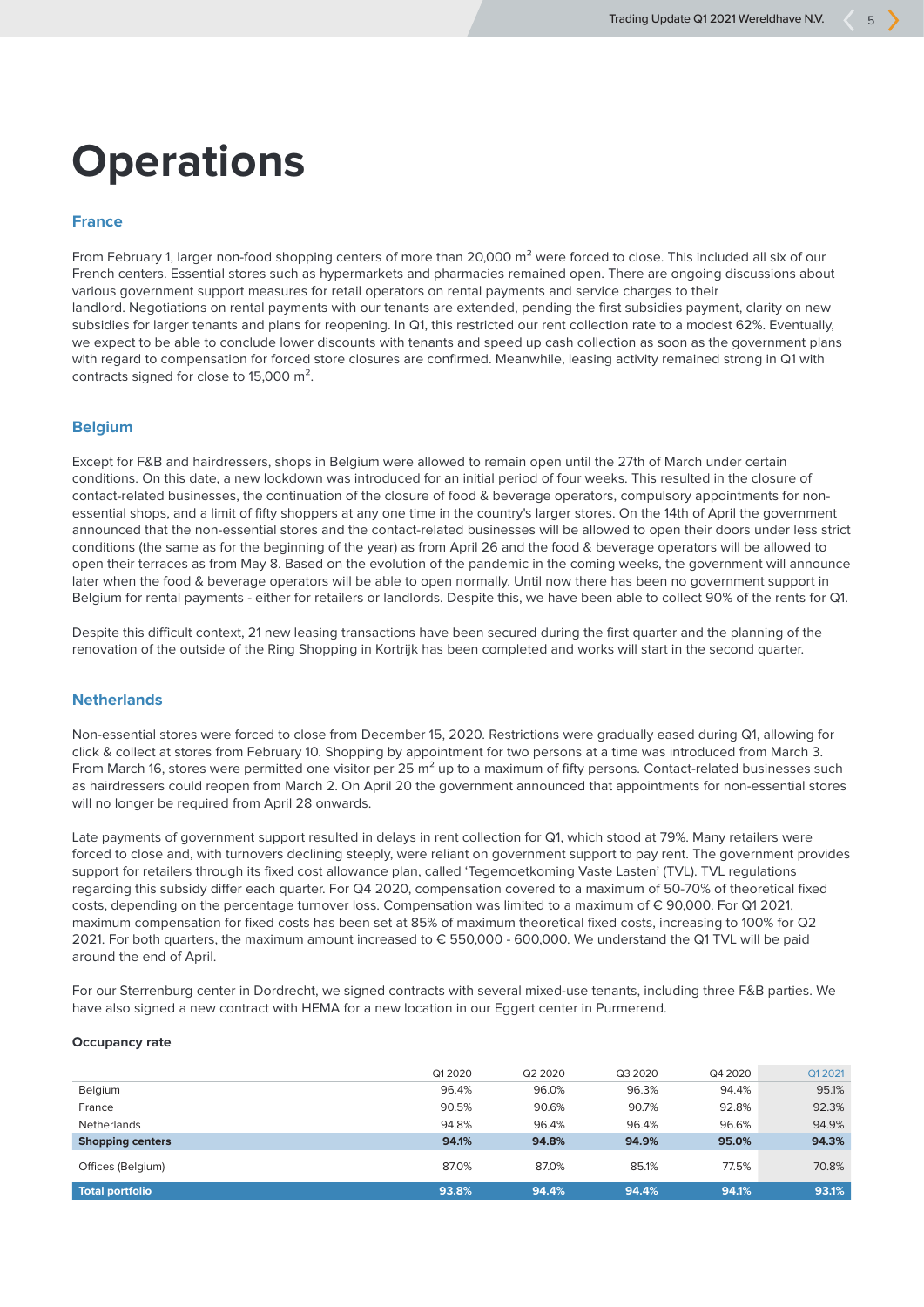// Operations

## France

From February 1, larger non-food shopping centers of more than 20,000 $m^2$ were forced to close. This included all six of our French centers. Essential stores such as hypermarkets and pharmacies remained open. There are ongoing discussions about various government support measures for retail operators on rental payments and service charges to their landlord. Negotiations on rental payments with our tenants are extended, pending the first subsidies payment, clarity on new subsidies for larger tenants and plans for reopening. In Q1, this restricted our rent collection rate to a modest 62%. Eventually, we expect to be able to conclude lower discounts with tenants and speed up cash collection as soon as the government plans with regard to compensation for forced store closures are confirmed. Meanwhile, leasing activity remained strong in Q1 with contracts signed for close to 15,000 $m^2$.

## Belgium

Except for F&B and hairdressers, shops in Belgium were allowed to remain open until the 27th of March under certain conditions. On this date, a new lockdown was introduced for an initial period of four weeks. This resulted in the closure of contact-related businesses, the continuation of the closure of food & beverage operators, compulsory appointments for non-essential shops, and a limit of fifty shoppers at any one time in the country's larger stores. On the 14th of April the government announced that the non-essential stores and the contact-related businesses will be allowed to open their doors under less strict conditions (the same as for the beginning of the year) as from April 26 and the food & beverage operators will be allowed to open their terraces as from May 8. Based on the evolution of the pandemic in the coming weeks, the government will announce later when the food & beverage operators will be able to open normally. Until now there has been no government support in Belgium for rental payments - either for retailers or landlords. Despite this, we have been able to collect 90% of the rents for Q1.

Despite this difficult context, 21 new leasing transactions have been secured during the first quarter and the planning of the renovation of the outside of the Ring Shopping in Kortrijk has been completed and works will start in the second quarter.

## Netherlands

Non-essential stores were forced to close from December 15, 2020. Restrictions were gradually eased during Q1, allowing for click & collect at stores from February 10. Shopping by appointment for two persons at a time was introduced from March 3. From March 16, stores were permitted one visitor per 25 $m^2$ up to a maximum of fifty persons. Contact-related businesses such as hairdressers could reopen from March 3. On April 20 the government announced that appointments for non-essential stores will no longer be required from April 28 onwards.

Late payments of government support resulted in delays in rent collection for Q1, which stood at 79%. Many retailers were forced to close and, with turnovers declining steeply, were reliant on government support to pay rent. The government provides support for retailers through its fixed cost allowance plan, called 'Tegemoetkoming Vaste Lasten' (TVL). TVL regulations regarding this subsidy differ each quarter. For Q4 2020, compensation covered to a maximum of 50-70% of theoretical fixed costs, depending on the percentage turnover loss. Compensation was limited to a maximum of € 90,000. For Q1 2021, maximum compensation for fixed costs has been set at 85% of maximum theoretical fixed costs, increasing to 100% for Q2 2021. For both quarters, the maximum amount increased to € 550,000 - 600,000. We understand the Q1 TVL will be paid around the end of April.

For our Sterrenburg center in Dordrecht, we signed contracts with several mixed-use tenants, including three F&B parties. We have also signed a new contract with HEMA for a new location in our Eggert center in Purmerend.

**Occupancy rate**

| | Q1 2020 | Q2 2020 | Q3 2020 | Q4 2020 | Q1 2021 |
|---|---|---|---|---|---|
| Belgium | 96.4% | 96.0% | 96.3% | 94.4% | 95.1% |
| France | 90.5% | 90.6% | 90.7% | 92.8% | 92.3% |
| Netherlands | 94.8% | 96.4% | 96.4% | 96.6% | 94.9% |
| **Shopping centers** | **94.1%** | **94.8%** | **94.9%** | **95.0%** | **94.3%** |
| Offices (Belgium) | 87.0% | 87.0% | 85.1% | 77.5% | 70.8% |
| **Total portfolio** | **93.8%** | **94.4%** | **94.4%** | **94.1%** | **93.1%** |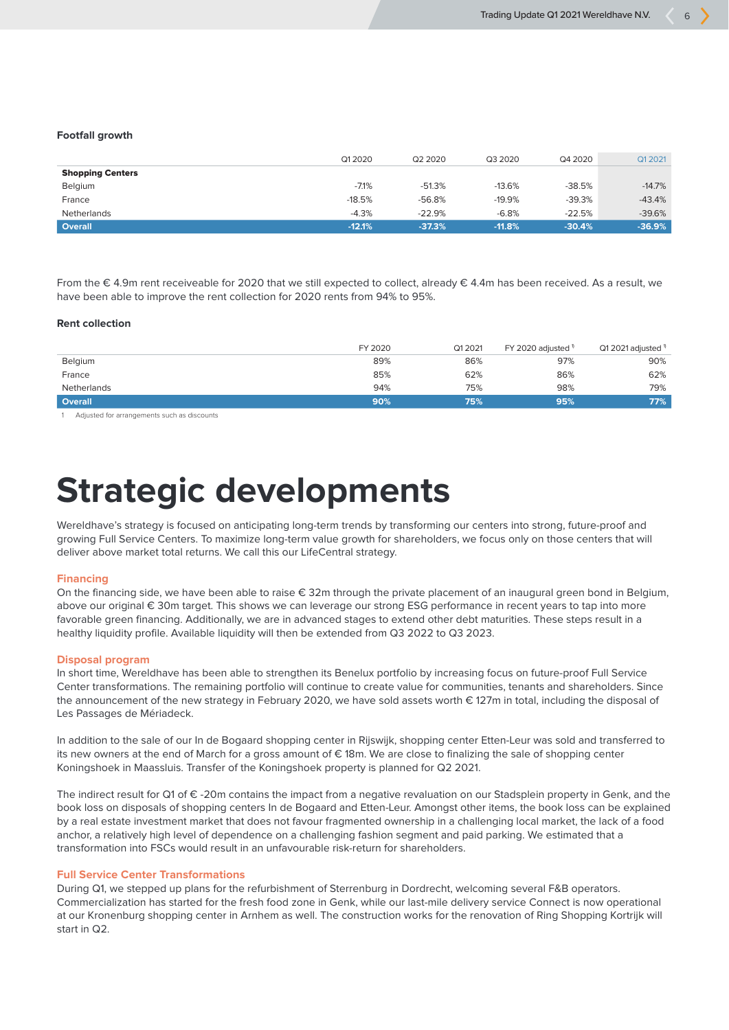### Footfall growth

| | Q1 2020 | Q2 2020 | Q3 2020 | Q4 2020 | Q1 2021 |
|---|---|---|---|---|---|
| **Shopping Centers** | | | | | |
| Belgium | -7.1% | -51.3% | -13.6% | -38.5% | -14.7% |
| France | -18.5% | -56.8% | -19.9% | -39.3% | -43.4% |
| Netherlands | -4.3% | -22.9% | -6.8% | -22.5% | -39.6% |
| **Overall** | **-12.1%** | **-37.3%** | **-11.8%** | **-30.4%** | **-36.9%** |

From the € 4.9m rent receiveable for 2020 that we still expected to collect, already € 4.4m has been received. As a result, we have been able to improve the rent collection for 2020 rents from 94% to 95%.

### Rent collection

| | FY 2020 | Q1 2021 | FY 2020 adjusted [1] | Q1 2021 adjusted [1] |
|---|---|---|---|---|
| Belgium | 89% | 86% | 97% | 90% |
| France | 85% | 62% | 86% | 62% |
| Netherlands | 94% | 75% | 98% | 79% |
| **Overall** | **90%** | **75%** | **95%** | **77%** |

1 Adjusted for arrangements such as discounts

# Strategic developments

Wereldhave's strategy is focused on anticipating long-term trends by transforming our centers into strong, future-proof and growing Full Service Centers. To maximize long-term value growth for shareholders, we focus only on those centers that will deliver above market total returns. We call this our LifeCentral strategy.

#### Financing

On the financing side, we have been able to raise € 32m through the private placement of an inaugural green bond in Belgium, above our original € 30m target. This shows we can leverage our strong ESG performance in recent years to tap into more favorable green financing. Additionally, we are in advanced stages to extend other debt maturities. These steps result in a healthy liquidity profile. Available liquidity will then be extended from Q3 2022 to Q3 2023.

#### Disposal program

In short time, Wereldhave has been able to strengthen its Benelux portfolio by increasing focus on future-proof Full Service Center transformations. The remaining portfolio will continue to create value for communities, tenants and shareholders. Since the announcement of the new strategy in February 2020, we have sold assets worth € 127m in total, including the disposal of Les Passages de Mériadeck.

In addition to the sale of our In de Bogaard shopping center in Rijswijk, shopping center Etten-Leur was sold and transferred to its new owners at the end of March for a gross amount of € 18m. We are close to finalizing the sale of shopping center Koningshoek in Maassluis. Transfer of the Koningshoek property is planned for Q2 2021.

The indirect result for Q1 of € -20m contains the impact from a negative revaluation on our Stadsplein property in Genk, and the book loss on disposals of shopping centers In de Bogaard and Etten-Leur. Amongst other items, the book loss can be explained by a real estate investment market that does not favour fragmented ownership in a challenging local market, the lack of a food anchor, a relatively high level of dependence on a challenging fashion segment and paid parking. We estimated that a transformation into FSCs would result in an unfavourable risk-return for shareholders.

#### Full Service Center Transformations

During Q1, we stepped up plans for the refurbishment of Sterrenburg in Dordrecht, welcoming several F&B operators. Commercialization has started for the fresh food zone in Genk, while our last-mile delivery service Connect is now operational at our Kronenburg shopping center in Arnhem as well. The construction works for the renovation of Ring Shopping Kortrijk will start in Q2.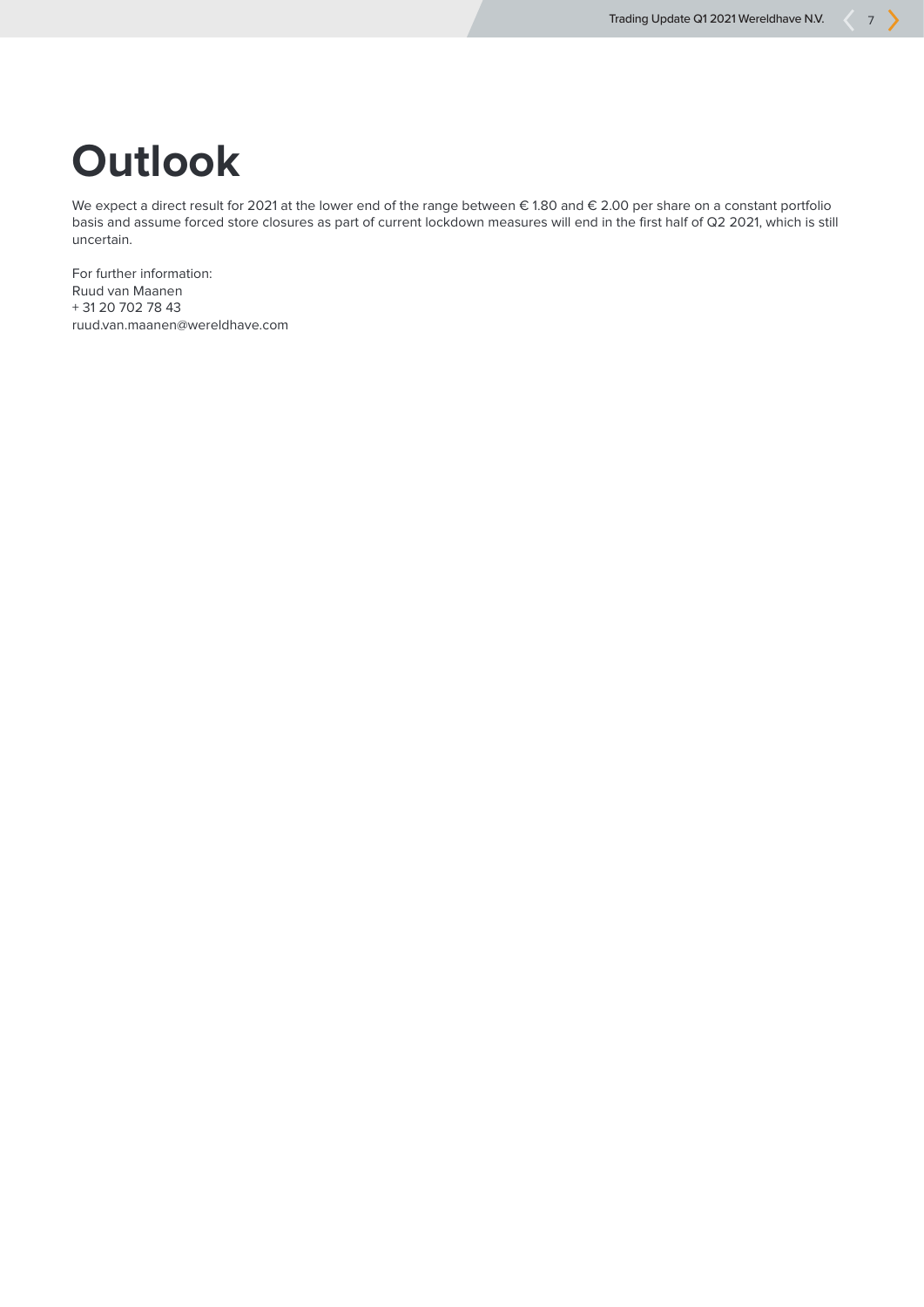# Outlook

We expect a direct result for 2021 at the lower end of the range between € 1.80 and € 2.00 per share on a constant portfolio basis and assume forced store closures as part of current lockdown measures will end in the first half of Q2 2021, which is still uncertain.

For further information:
Ruud van Maanen
+ 31 20 702 78 43
ruud.van.maanen@wereldhave.com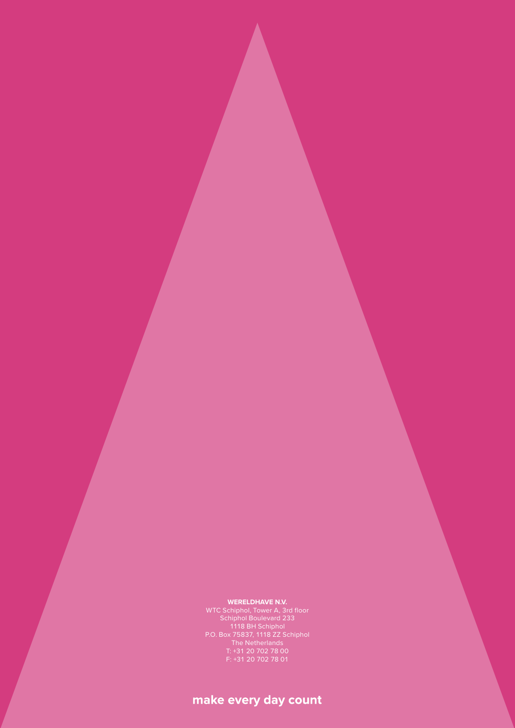**WERELDHAVE N.V.**

WTC Schiphol, Tower A, 3rd floor
Schiphol Boulevard 233
1118 BH Schiphol
P.O. Box 75837, 1118 ZZ Schiphol
The Netherlands
T: +31 20 702 78 00
F: +31 20 702 78 01

**make every day count**